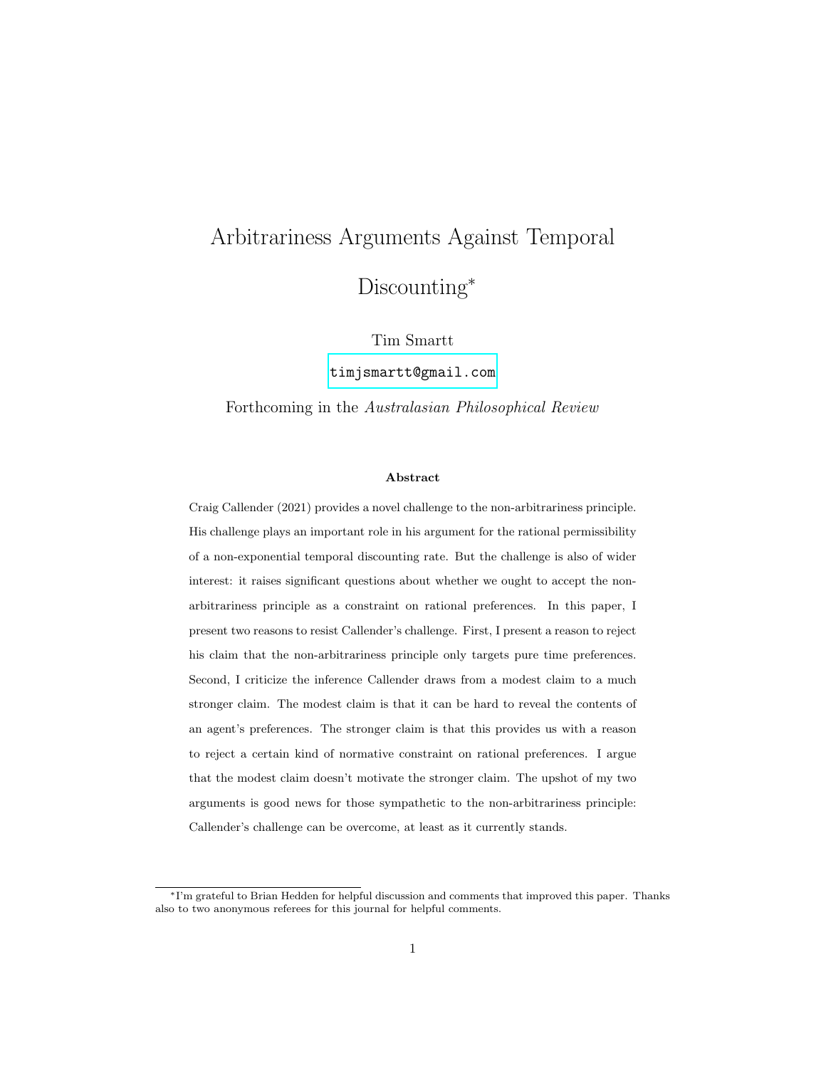# Arbitrariness Arguments Against Temporal Discounting*

Tim Smartt

timjsmartt@gmail.com

Forthcoming in the *Australasian Philosophical Review*

**Abstract**

Craig Callender (2021) provides a novel challenge to the non-arbitrariness principle. His challenge plays an important role in his argument for the rational permissibility of a non-exponential temporal discounting rate. But the challenge is also of wider interest: it raises significant questions about whether we ought to accept the non-arbitrariness principle as a constraint on rational preferences. In this paper, I present two reasons to resist Callender's challenge. First, I present a reason to reject his claim that the non-arbitrariness principle only targets pure time preferences. Second, I criticize the inference Callender draws from a modest claim to a much stronger claim. The modest claim is that it can be hard to reveal the contents of an agent's preferences. The stronger claim is that this provides us with a reason to reject a certain kind of normative constraint on rational preferences. I argue that the modest claim doesn't motivate the stronger claim. The upshot of my two arguments is good news for those sympathetic to the non-arbitrariness principle: Callender's challenge can be overcome, at least as it currently stands.

---

*I'm grateful to Brian Hedden for helpful discussion and comments that improved this paper. Thanks also to two anonymous referees for this journal for helpful comments.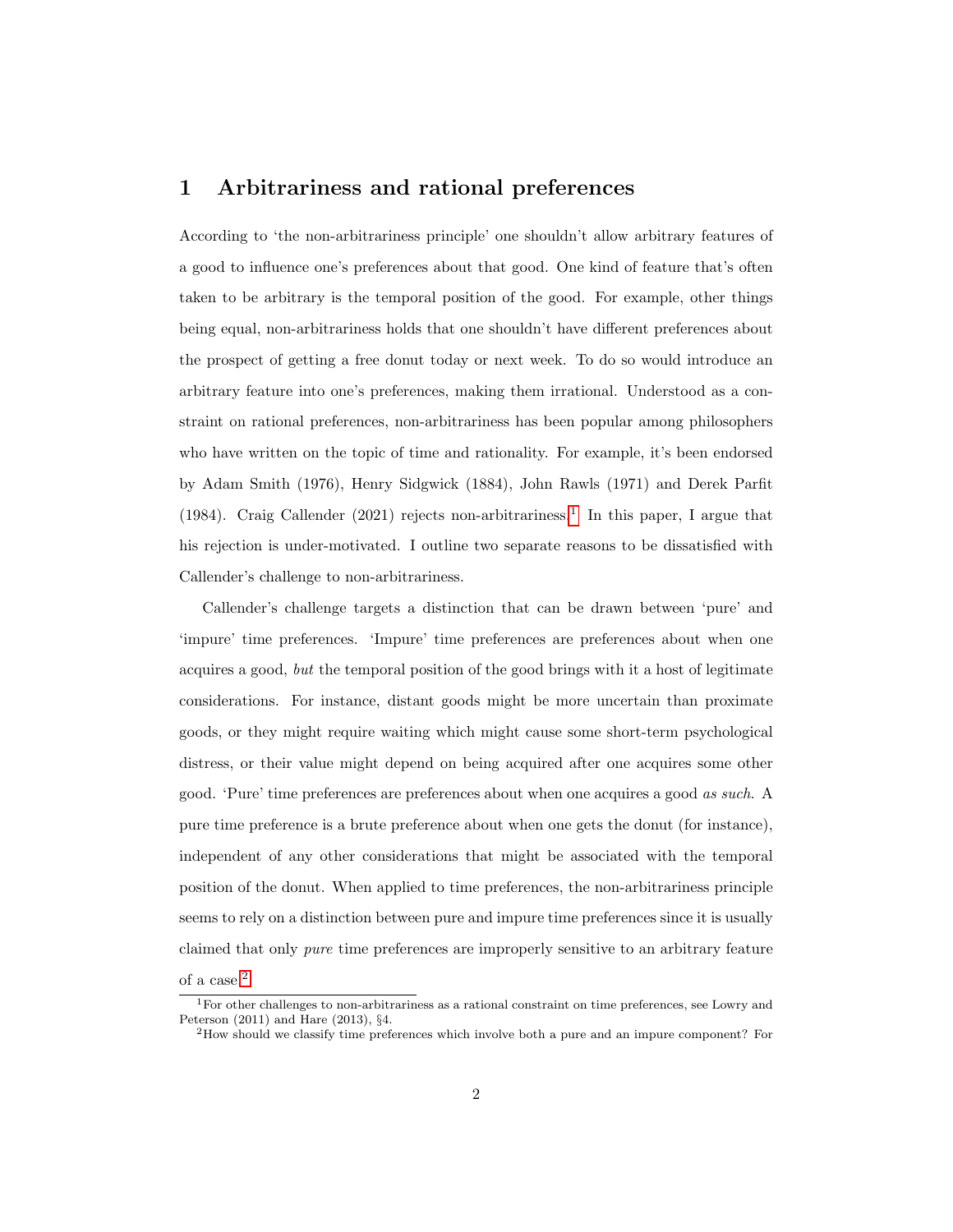# 1 Arbitrariness and rational preferences

According to 'the non-arbitrariness principle' one shouldn't allow arbitrary features of a good to influence one's preferences about that good. One kind of feature that's often taken to be arbitrary is the temporal position of the good. For example, other things being equal, non-arbitrariness holds that one shouldn't have different preferences about the prospect of getting a free donut today or next week. To do so would introduce an arbitrary feature into one's preferences, making them irrational. Understood as a constraint on rational preferences, non-arbitrariness has been popular among philosophers who have written on the topic of time and rationality. For example, it's been endorsed by Adam Smith (1976), Henry Sidgwick (1884), John Rawls (1971) and Derek Parfit (1984). Craig Callender (2021) rejects non-arbitrariness.[1] In this paper, I argue that his rejection is under-motivated. I outline two separate reasons to be dissatisfied with Callender's challenge to non-arbitrariness.

Callender's challenge targets a distinction that can be drawn between 'pure' and 'impure' time preferences. 'Impure' time preferences are preferences about when one acquires a good, *but* the temporal position of the good brings with it a host of legitimate considerations. For instance, distant goods might be more uncertain than proximate goods, or they might require waiting which might cause some short-term psychological distress, or their value might depend on being acquired after one acquires some other good. 'Pure' time preferences are preferences about when one acquires a good *as such*. A pure time preference is a brute preference about when one gets the donut (for instance), independent of any other considerations that might be associated with the temporal position of the donut. When applied to time preferences, the non-arbitrariness principle seems to rely on a distinction between pure and impure time preferences since it is usually claimed that only *pure* time preferences are improperly sensitive to an arbitrary feature of a case.[2]

[1] For other challenges to non-arbitrariness as a rational constraint on time preferences, see Lowry and Peterson (2011) and Hare (2013), §4.

[2] How should we classify time preferences which involve both a pure and an impure component? For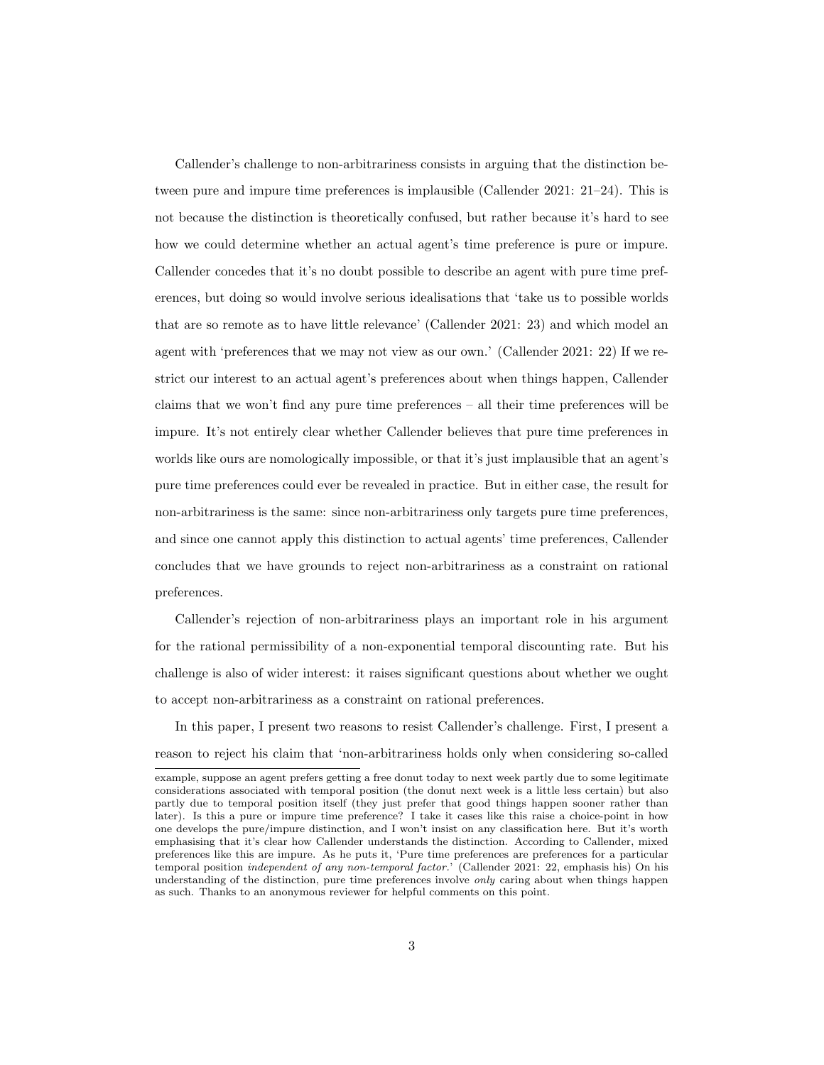Callender's challenge to non-arbitrariness consists in arguing that the distinction between pure and impure time preferences is implausible (Callender 2021: 21–24). This is not because the distinction is theoretically confused, but rather because it's hard to see how we could determine whether an actual agent's time preference is pure or impure. Callender concedes that it's no doubt possible to describe an agent with pure time preferences, but doing so would involve serious idealisations that 'take us to possible worlds that are so remote as to have little relevance' (Callender 2021: 23) and which model an agent with 'preferences that we may not view as our own.' (Callender 2021: 22) If we restrict our interest to an actual agent's preferences about when things happen, Callender claims that we won't find any pure time preferences – all their time preferences will be impure. It's not entirely clear whether Callender believes that pure time preferences in worlds like ours are nomologically impossible, or that it's just implausible that an agent's pure time preferences could ever be revealed in practice. But in either case, the result for non-arbitrariness is the same: since non-arbitrariness only targets pure time preferences, and since one cannot apply this distinction to actual agents' time preferences, Callender concludes that we have grounds to reject non-arbitrariness as a constraint on rational preferences.

Callender's rejection of non-arbitrariness plays an important role in his argument for the rational permissibility of a non-exponential temporal discounting rate. But his challenge is also of wider interest: it raises significant questions about whether we ought to accept non-arbitrariness as a constraint on rational preferences.

In this paper, I present two reasons to resist Callender's challenge. First, I present a reason to reject his claim that 'non-arbitrariness holds only when considering so-called

example, suppose an agent prefers getting a free donut today to next week partly due to some legitimate considerations associated with temporal position (the donut next week is a little less certain) but also partly due to temporal position itself (they just prefer that good things happen sooner rather than later). Is this a pure or impure time preference? I take it cases like this raise a choice-point in how one develops the pure/impure distinction, and I won't insist on any classification here. But it's worth emphasising that it's clear how Callender understands the distinction. According to Callender, mixed preferences like this are impure. As he puts it, 'Pure time preferences are preferences for a particular temporal position *independent of any non-temporal factor*.' (Callender 2021: 22, emphasis his) On his understanding of the distinction, pure time preferences involve *only* caring about when things happen as such. Thanks to an anonymous reviewer for helpful comments on this point.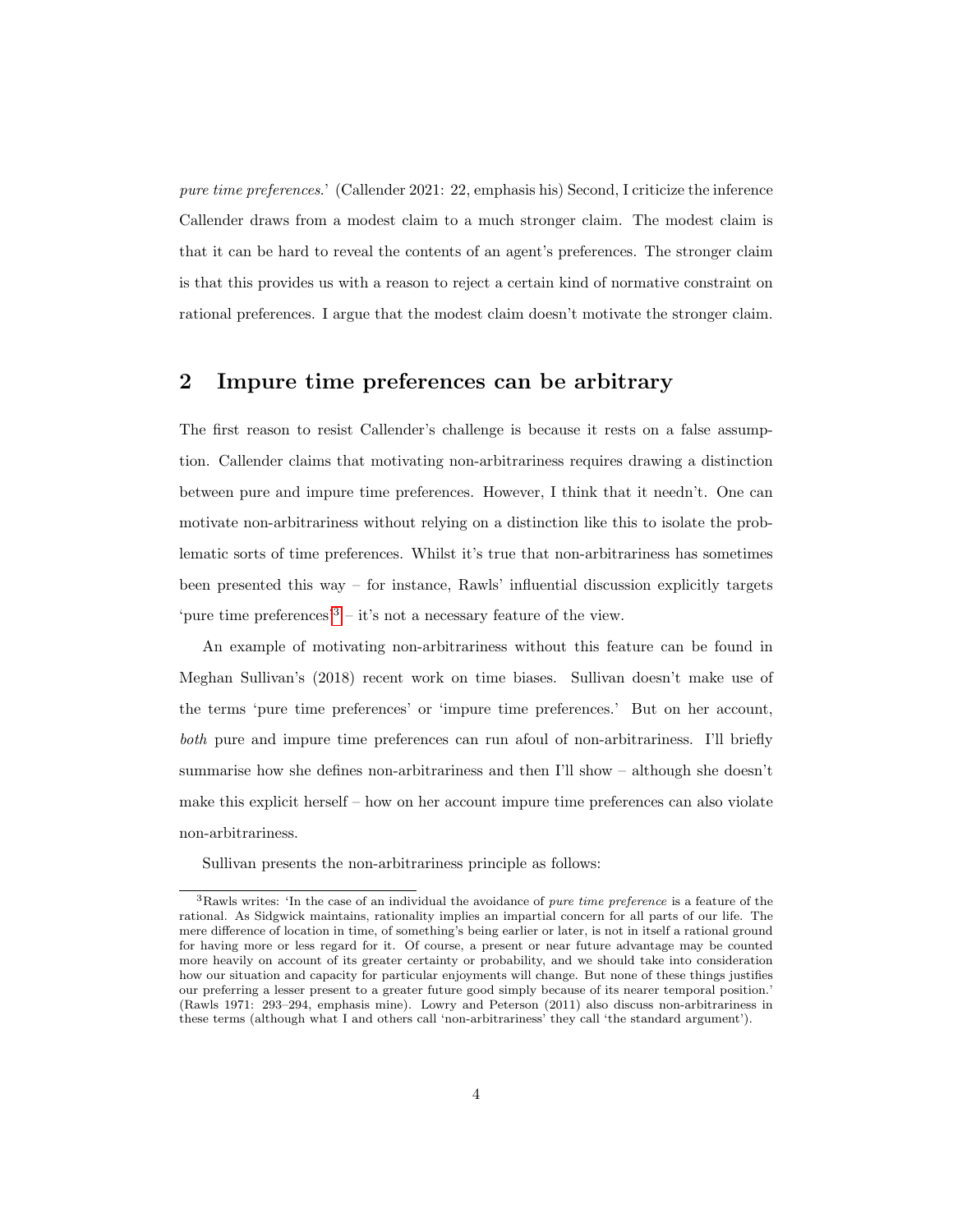*pure time preferences*.' (Callender 2021: 22, emphasis his) Second, I criticize the inference Callender draws from a modest claim to a much stronger claim. The modest claim is that it can be hard to reveal the contents of an agent's preferences. The stronger claim is that this provides us with a reason to reject a certain kind of normative constraint on rational preferences. I argue that the modest claim doesn't motivate the stronger claim.

## 2 Impure time preferences can be arbitrary

The first reason to resist Callender's challenge is because it rests on a false assumption. Callender claims that motivating non-arbitrariness requires drawing a distinction between pure and impure time preferences. However, I think that it needn't. One can motivate non-arbitrariness without relying on a distinction like this to isolate the problematic sorts of time preferences. Whilst it's true that non-arbitrariness has sometimes been presented this way – for instance, Rawls' influential discussion explicitly targets 'pure time preferences'[3] – it's not a necessary feature of the view.

An example of motivating non-arbitrariness without this feature can be found in Meghan Sullivan's (2018) recent work on time biases. Sullivan doesn't make use of the terms 'pure time preferences' or 'impure time preferences.' But on her account, *both* pure and impure time preferences can run afoul of non-arbitrariness. I'll briefly summarise how she defines non-arbitrariness and then I'll show – although she doesn't make this explicit herself – how on her account impure time preferences can also violate non-arbitrariness.

Sullivan presents the non-arbitrariness principle as follows:

[3] Rawls writes: 'In the case of an individual the avoidance of *pure time preference* is a feature of the rational. As Sidgwick maintains, rationality implies an impartial concern for all parts of our life. The mere difference of location in time, of something's being earlier or later, is not in itself a rational ground for having more or less regard for it. Of course, a present or near future advantage may be counted more heavily on account of its greater certainty or probability, and we should take into consideration how our situation and capacity for particular enjoyments will change. But none of these things justifies our preferring a lesser present to a greater future good simply because of its nearer temporal position.' (Rawls 1971: 293–294, emphasis mine). Lowry and Peterson (2011) also discuss non-arbitrariness in these terms (although what I and others call 'non-arbitrariness' they call 'the standard argument').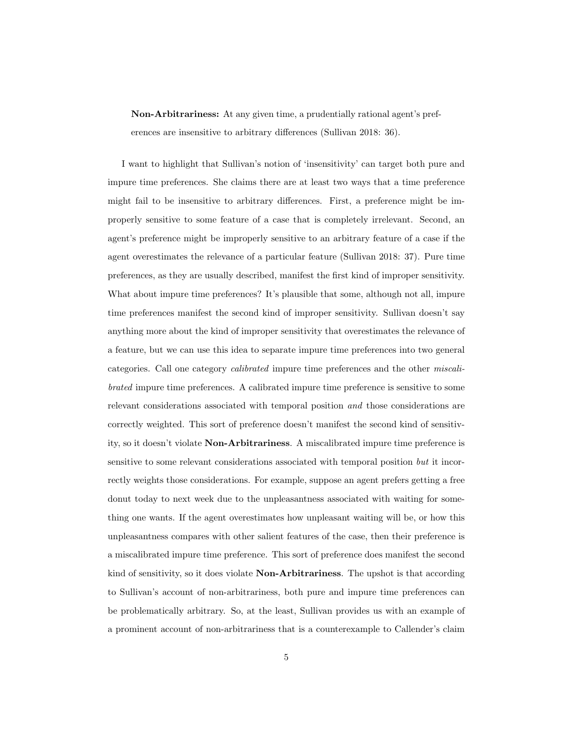> **Non-Arbitrariness:** At any given time, a prudentially rational agent's preferences are insensitive to arbitrary differences (Sullivan 2018: 36).

I want to highlight that Sullivan's notion of 'insensitivity' can target both pure and impure time preferences. She claims there are at least two ways that a time preference might fail to be insensitive to arbitrary differences. First, a preference might be improperly sensitive to some feature of a case that is completely irrelevant. Second, an agent's preference might be improperly sensitive to an arbitrary feature of a case if the agent overestimates the relevance of a particular feature (Sullivan 2018: 37). Pure time preferences, as they are usually described, manifest the first kind of improper sensitivity. What about impure time preferences? It's plausible that some, although not all, impure time preferences manifest the second kind of improper sensitivity. Sullivan doesn't say anything more about the kind of improper sensitivity that overestimates the relevance of a feature, but we can use this idea to separate impure time preferences into two general categories. Call one category *calibrated* impure time preferences and the other *miscalibrated* impure time preferences. A calibrated impure time preference is sensitive to some relevant considerations associated with temporal position *and* those considerations are correctly weighted. This sort of preference doesn't manifest the second kind of sensitivity, so it doesn't violate **Non-Arbitrariness**. A miscalibrated impure time preference is sensitive to some relevant considerations associated with temporal position *but* it incorrectly weights those considerations. For example, suppose an agent prefers getting a free donut today to next week due to the unpleasantness associated with waiting for something one wants. If the agent overestimates how unpleasant waiting will be, or how this unpleasantness compares with other salient features of the case, then their preference is a miscalibrated impure time preference. This sort of preference does manifest the second kind of sensitivity, so it does violate **Non-Arbitrariness**. The upshot is that according to Sullivan's account of non-arbitrariness, both pure and impure time preferences can be problematically arbitrary. So, at the least, Sullivan provides us with an example of a prominent account of non-arbitrariness that is a counterexample to Callender's claim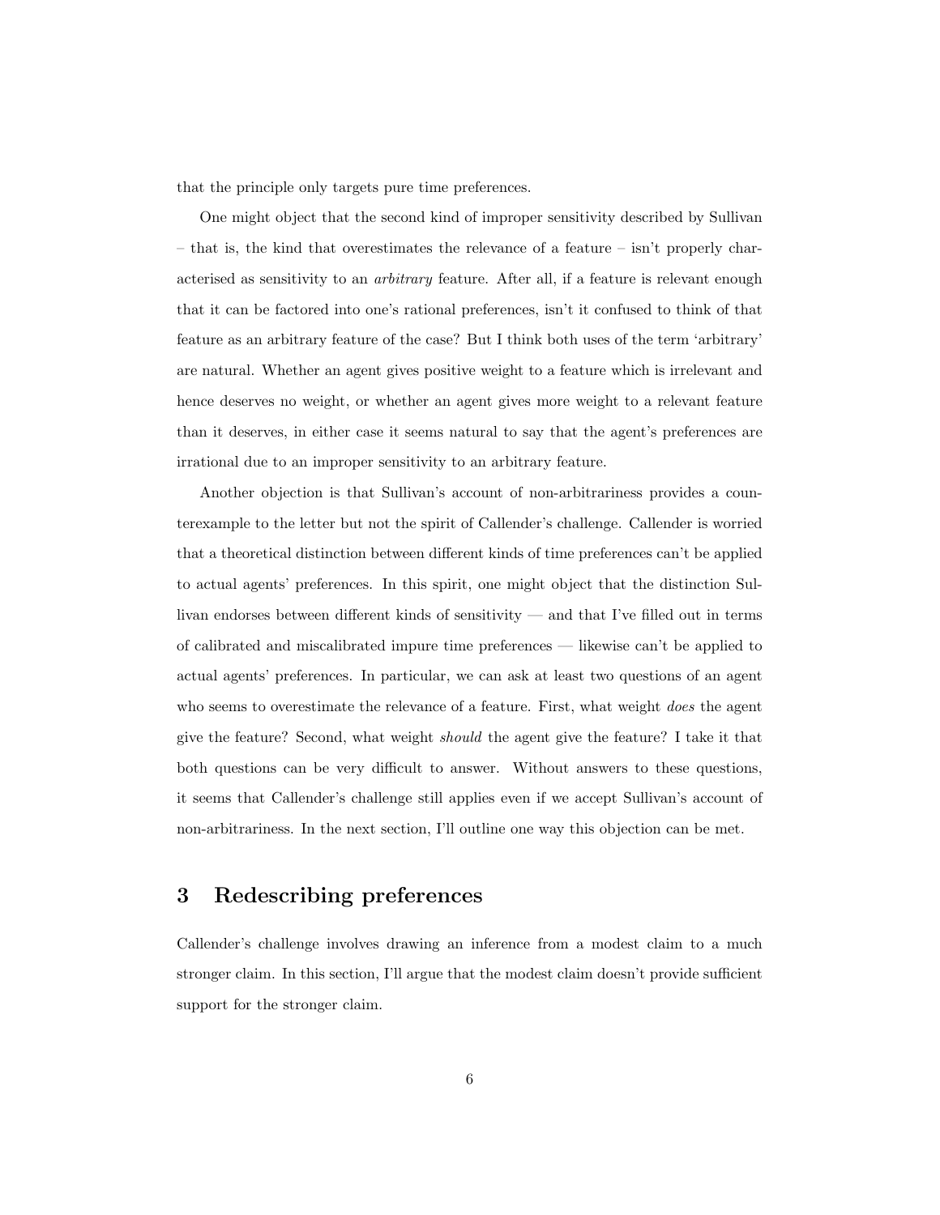that the principle only targets pure time preferences.

One might object that the second kind of improper sensitivity described by Sullivan – that is, the kind that overestimates the relevance of a feature – isn't properly characterised as sensitivity to an *arbitrary* feature. After all, if a feature is relevant enough that it can be factored into one's rational preferences, isn't it confused to think of that feature as an arbitrary feature of the case? But I think both uses of the term 'arbitrary' are natural. Whether an agent gives positive weight to a feature which is irrelevant and hence deserves no weight, or whether an agent gives more weight to a relevant feature than it deserves, in either case it seems natural to say that the agent's preferences are irrational due to an improper sensitivity to an arbitrary feature.

Another objection is that Sullivan's account of non-arbitrariness provides a counterexample to the letter but not the spirit of Callender's challenge. Callender is worried that a theoretical distinction between different kinds of time preferences can't be applied to actual agents' preferences. In this spirit, one might object that the distinction Sullivan endorses between different kinds of sensitivity — and that I've filled out in terms of calibrated and miscalibrated impure time preferences — likewise can't be applied to actual agents' preferences. In particular, we can ask at least two questions of an agent who seems to overestimate the relevance of a feature. First, what weight *does* the agent give the feature? Second, what weight *should* the agent give the feature? I take it that both questions can be very difficult to answer. Without answers to these questions, it seems that Callender's challenge still applies even if we accept Sullivan's account of non-arbitrariness. In the next section, I'll outline one way this objection can be met.

## 3 Redescribing preferences

Callender's challenge involves drawing an inference from a modest claim to a much stronger claim. In this section, I'll argue that the modest claim doesn't provide sufficient support for the stronger claim.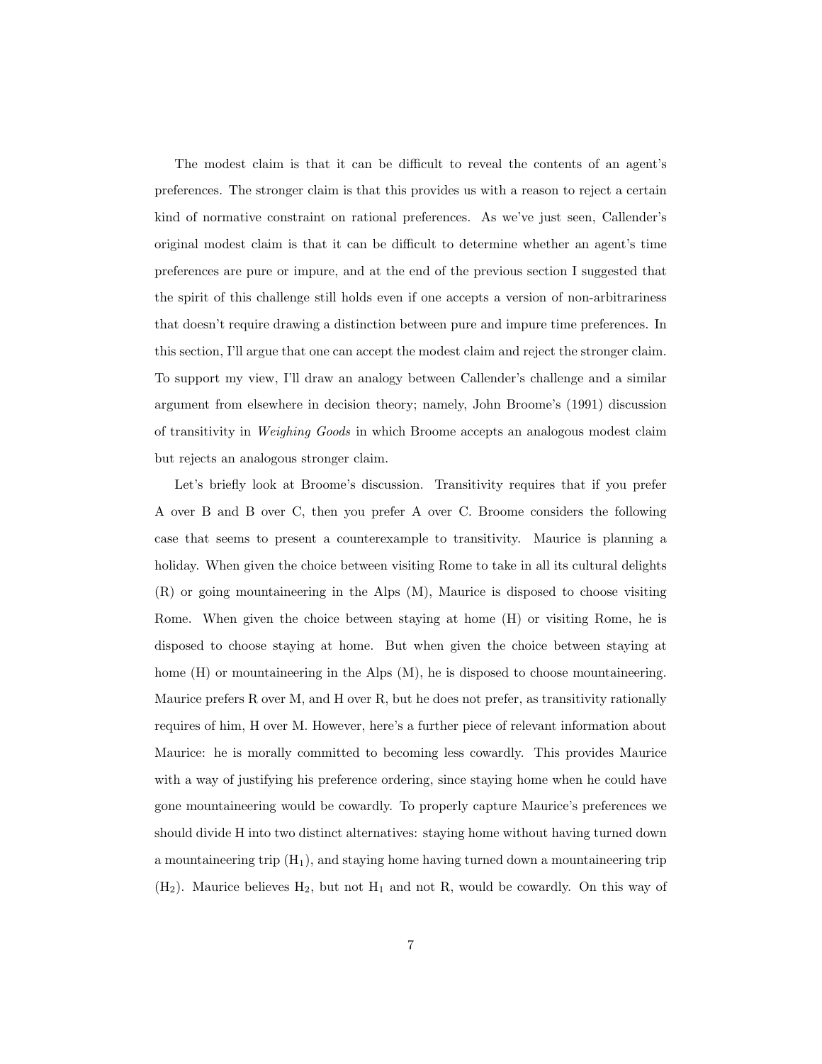The modest claim is that it can be difficult to reveal the contents of an agent's preferences. The stronger claim is that this provides us with a reason to reject a certain kind of normative constraint on rational preferences. As we've just seen, Callender's original modest claim is that it can be difficult to determine whether an agent's time preferences are pure or impure, and at the end of the previous section I suggested that the spirit of this challenge still holds even if one accepts a version of non-arbitrariness that doesn't require drawing a distinction between pure and impure time preferences. In this section, I'll argue that one can accept the modest claim and reject the stronger claim. To support my view, I'll draw an analogy between Callender's challenge and a similar argument from elsewhere in decision theory; namely, John Broome's (1991) discussion of transitivity in *Weighing Goods* in which Broome accepts an analogous modest claim but rejects an analogous stronger claim.

Let's briefly look at Broome's discussion. Transitivity requires that if you prefer A over B and B over C, then you prefer A over C. Broome considers the following case that seems to present a counterexample to transitivity. Maurice is planning a holiday. When given the choice between visiting Rome to take in all its cultural delights (R) or going mountaineering in the Alps (M), Maurice is disposed to choose visiting Rome. When given the choice between staying at home (H) or visiting Rome, he is disposed to choose staying at home. But when given the choice between staying at home (H) or mountaineering in the Alps (M), he is disposed to choose mountaineering. Maurice prefers R over M, and H over R, but he does not prefer, as transitivity rationally requires of him, H over M. However, here's a further piece of relevant information about Maurice: he is morally committed to becoming less cowardly. This provides Maurice with a way of justifying his preference ordering, since staying home when he could have gone mountaineering would be cowardly. To properly capture Maurice's preferences we should divide H into two distinct alternatives: staying home without having turned down a mountaineering trip ($H_1$), and staying home having turned down a mountaineering trip ($H_2$). Maurice believes $H_2$, but not $H_1$ and not R, would be cowardly. On this way of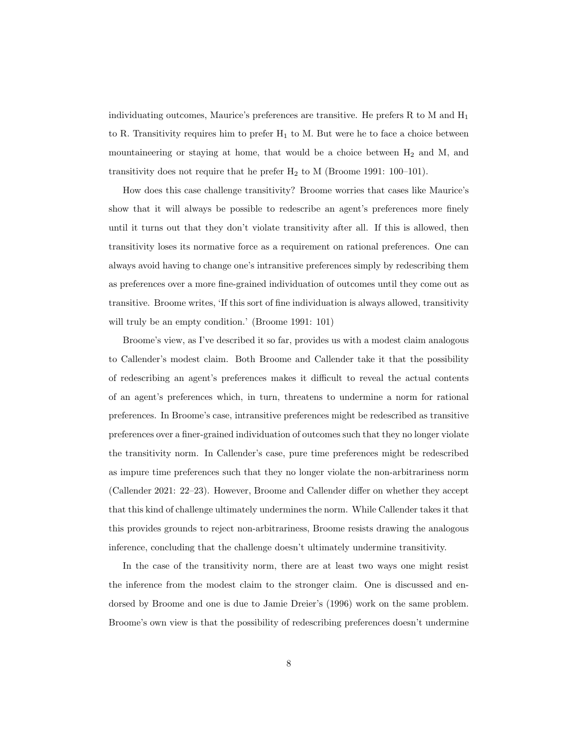individuating outcomes, Maurice's preferences are transitive. He prefers R to M and $H_1$ to R. Transitivity requires him to prefer $H_1$ to M. But were he to face a choice between mountaineering or staying at home, that would be a choice between $H_2$ and M, and transitivity does not require that he prefer $H_2$ to M (Broome 1991: 100–101).

How does this case challenge transitivity? Broome worries that cases like Maurice's show that it will always be possible to redescribe an agent's preferences more finely until it turns out that they don't violate transitivity after all. If this is allowed, then transitivity loses its normative force as a requirement on rational preferences. One can always avoid having to change one's intransitive preferences simply by redescribing them as preferences over a more fine-grained individuation of outcomes until they come out as transitive. Broome writes, 'If this sort of fine individuation is always allowed, transitivity will truly be an empty condition.' (Broome 1991: 101)

Broome's view, as I've described it so far, provides us with a modest claim analogous to Callender's modest claim. Both Broome and Callender take it that the possibility of redescribing an agent's preferences makes it difficult to reveal the actual contents of an agent's preferences which, in turn, threatens to undermine a norm for rational preferences. In Broome's case, intransitive preferences might be redescribed as transitive preferences over a finer-grained individuation of outcomes such that they no longer violate the transitivity norm. In Callender's case, pure time preferences might be redescribed as impure time preferences such that they no longer violate the non-arbitrariness norm (Callender 2021: 22–23). However, Broome and Callender differ on whether they accept that this kind of challenge ultimately undermines the norm. While Callender takes it that this provides grounds to reject non-arbitrariness, Broome resists drawing the analogous inference, concluding that the challenge doesn't ultimately undermine transitivity.

In the case of the transitivity norm, there are at least two ways one might resist the inference from the modest claim to the stronger claim. One is discussed and endorsed by Broome and one is due to Jamie Dreier's (1996) work on the same problem. Broome's own view is that the possibility of redescribing preferences doesn't undermine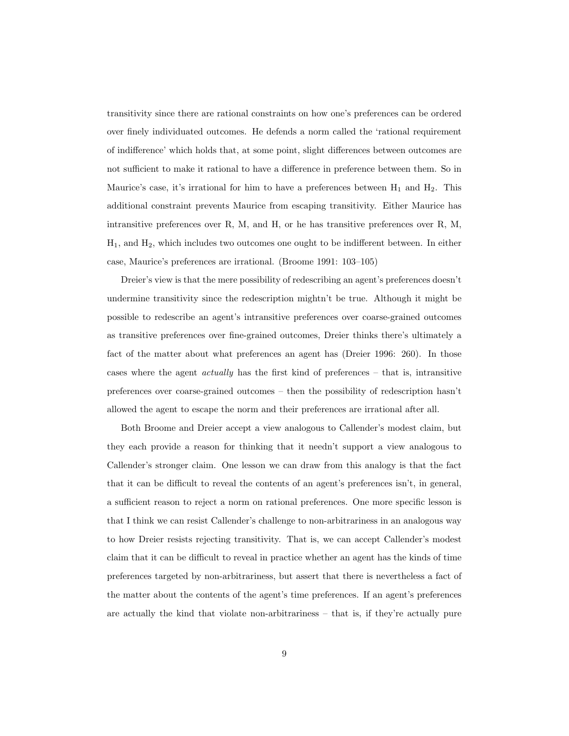transitivity since there are rational constraints on how one's preferences can be ordered over finely individuated outcomes. He defends a norm called the 'rational requirement of indifference' which holds that, at some point, slight differences between outcomes are not sufficient to make it rational to have a difference in preference between them. So in Maurice's case, it's irrational for him to have a preferences between $H_1$ and $H_2$. This additional constraint prevents Maurice from escaping transitivity. Either Maurice has intransitive preferences over R, M, and H, or he has transitive preferences over R, M, $H_1$, and $H_2$, which includes two outcomes one ought to be indifferent between. In either case, Maurice's preferences are irrational. (Broome 1991: 103–105)

Dreier's view is that the mere possibility of redescribing an agent's preferences doesn't undermine transitivity since the redescription mightn't be true. Although it might be possible to redescribe an agent's intransitive preferences over coarse-grained outcomes as transitive preferences over fine-grained outcomes, Dreier thinks there's ultimately a fact of the matter about what preferences an agent has (Dreier 1996: 260). In those cases where the agent *actually* has the first kind of preferences – that is, intransitive preferences over coarse-grained outcomes – then the possibility of redescription hasn't allowed the agent to escape the norm and their preferences are irrational after all.

Both Broome and Dreier accept a view analogous to Callender's modest claim, but they each provide a reason for thinking that it needn't support a view analogous to Callender's stronger claim. One lesson we can draw from this analogy is that the fact that it can be difficult to reveal the contents of an agent's preferences isn't, in general, a sufficient reason to reject a norm on rational preferences. One more specific lesson is that I think we can resist Callender's challenge to non-arbitrariness in an analogous way to how Dreier resists rejecting transitivity. That is, we can accept Callender's modest claim that it can be difficult to reveal in practice whether an agent has the kinds of time preferences targeted by non-arbitrariness, but assert that there is nevertheless a fact of the matter about the contents of the agent's time preferences. If an agent's preferences are actually the kind that violate non-arbitrariness – that is, if they're actually pure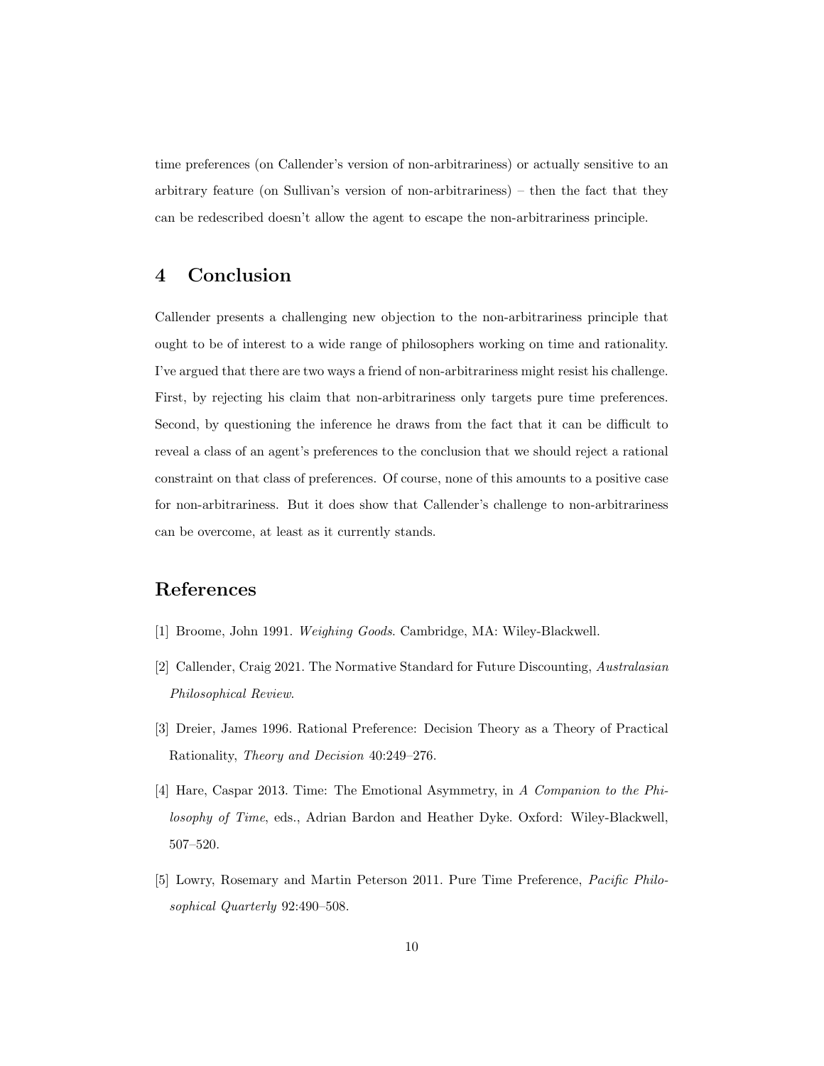time preferences (on Callender's version of non-arbitrariness) or actually sensitive to an arbitrary feature (on Sullivan's version of non-arbitrariness) – then the fact that they can be redescribed doesn't allow the agent to escape the non-arbitrariness principle.

## 4 Conclusion

Callender presents a challenging new objection to the non-arbitrariness principle that ought to be of interest to a wide range of philosophers working on time and rationality. I've argued that there are two ways a friend of non-arbitrariness might resist his challenge. First, by rejecting his claim that non-arbitrariness only targets pure time preferences. Second, by questioning the inference he draws from the fact that it can be difficult to reveal a class of an agent's preferences to the conclusion that we should reject a rational constraint on that class of preferences. Of course, none of this amounts to a positive case for non-arbitrariness. But it does show that Callender's challenge to non-arbitrariness can be overcome, at least as it currently stands.

## References

[1] Broome, John 1991. *Weighing Goods*. Cambridge, MA: Wiley-Blackwell.

[2] Callender, Craig 2021. The Normative Standard for Future Discounting, *Australasian Philosophical Review*.

[3] Dreier, James 1996. Rational Preference: Decision Theory as a Theory of Practical Rationality, *Theory and Decision* 40:249–276.

[4] Hare, Caspar 2013. Time: The Emotional Asymmetry, in *A Companion to the Philosophy of Time*, eds., Adrian Bardon and Heather Dyke. Oxford: Wiley-Blackwell, 507–520.

[5] Lowry, Rosemary and Martin Peterson 2011. Pure Time Preference, *Pacific Philosophical Quarterly* 92:490–508.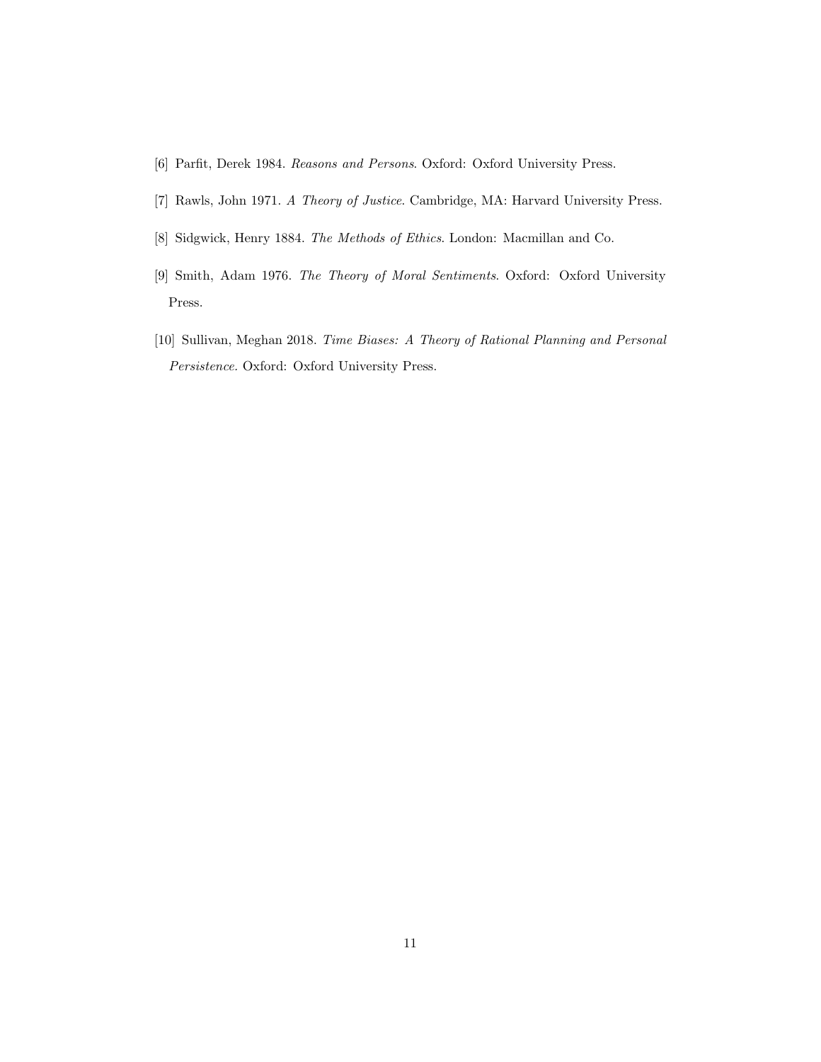[6] Parfit, Derek 1984. *Reasons and Persons*. Oxford: Oxford University Press.

[7] Rawls, John 1971. *A Theory of Justice*. Cambridge, MA: Harvard University Press.

[8] Sidgwick, Henry 1884. *The Methods of Ethics*. London: Macmillan and Co.

[9] Smith, Adam 1976. *The Theory of Moral Sentiments*. Oxford: Oxford University Press.

[10] Sullivan, Meghan 2018. *Time Biases: A Theory of Rational Planning and Personal Persistence.* Oxford: Oxford University Press.